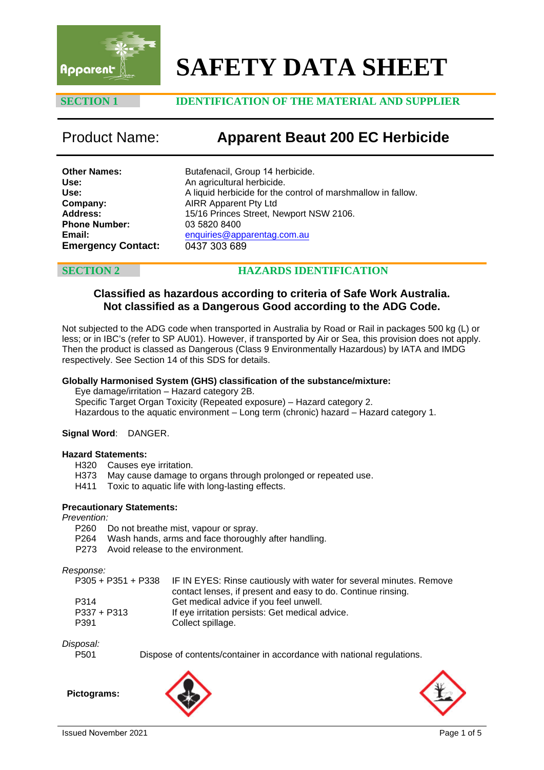# SAFETY DATA SHEET

## SECTION 1 IDENTIFICATION OF THE MATERIAL AND SUPPLIER

**Product Name: Apparent Beaut 200 EC Herbicide**

**Other Names:** Butafenacil, Group 14 herbicide.
**Use:** An agricultural herbicide.
**Use:** A liquid herbicide for the control of marshmallow in fallow.
**Company:** AIRR Apparent Pty Ltd
**Address:** 15/16 Princes Street, Newport NSW 2106.
**Phone Number:** 03 5820 8400
**Email:** enquiries@apparentag.com.au
**Emergency Contact:** 0437 303 689

## SECTION 2 HAZARDS IDENTIFICATION

**Classified as hazardous according to criteria of Safe Work Australia.**
**Not classified as a Dangerous Good according to the ADG Code.**

Not subjected to the ADG code when transported in Australia by Road or Rail in packages 500 kg (L) or less; or in IBC's (refer to SP AU01). However, if transported by Air or Sea, this provision does not apply. Then the product is classed as Dangerous (Class 9 Environmentally Hazardous) by IATA and IMDG respectively. See Section 14 of this SDS for details.

**Globally Harmonised System (GHS) classification of the substance/mixture:**

Eye damage/irritation – Hazard category 2B.
Specific Target Organ Toxicity (Repeated exposure) – Hazard category 2.
Hazardous to the aquatic environment – Long term (chronic) hazard – Hazard category 1.

**Signal Word**: DANGER.

**Hazard Statements:**

H320 Causes eye irritation.
H373 May cause damage to organs through prolonged or repeated use.
H411 Toxic to aquatic life with long-lasting effects.

**Precautionary Statements:**

*Prevention:*

P260 Do not breathe mist, vapour or spray.
P264 Wash hands, arms and face thoroughly after handling.
P273 Avoid release to the environment.

*Response:*

P305 + P351 + P338 IF IN EYES: Rinse cautiously with water for several minutes. Remove contact lenses, if present and easy to do. Continue rinsing.
P314 Get medical advice if you feel unwell.
P337 + P313 If eye irritation persists: Get medical advice.
P391 Collect spillage.

*Disposal:*

P501 Dispose of contents/container in accordance with national regulations.

**Pictograms:**

Issued November 2021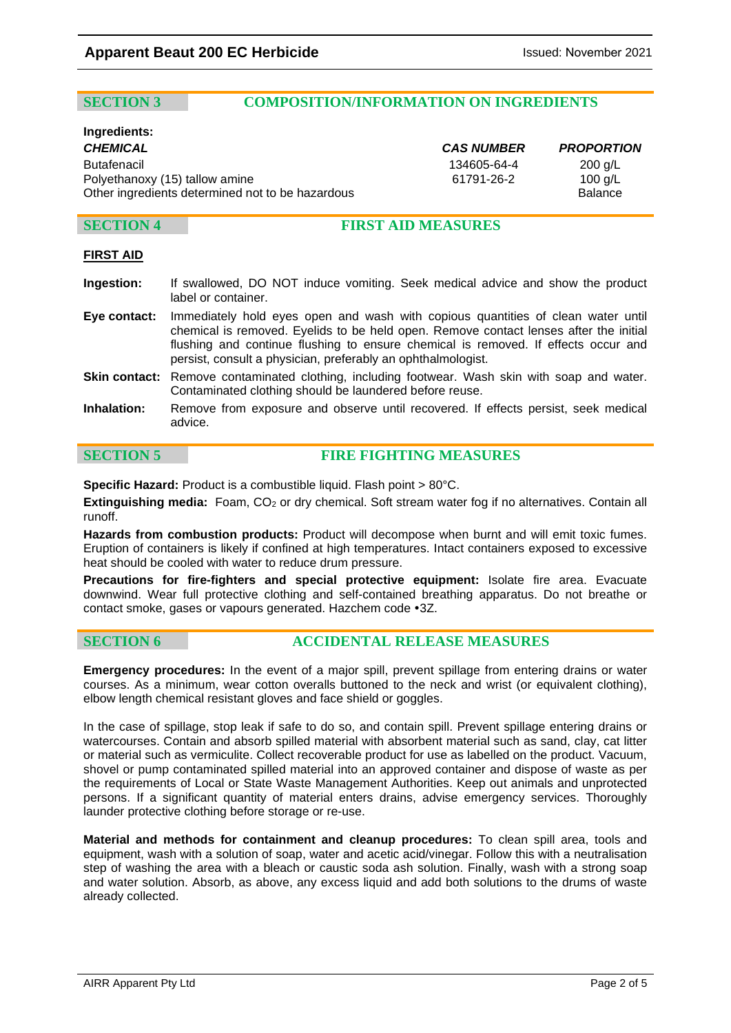## SECTION 3 COMPOSITION/INFORMATION ON INGREDIENTS

**Ingredients:**

| ***CHEMICAL*** | ***CAS NUMBER*** | ***PROPORTION*** |
|---|---|---|
| Butafenacil | 134605-64-4 | 200 g/L |
| Polyethanoxy (15) tallow amine | 61791-26-2 | 100 g/L |
| Other ingredients determined not to be hazardous | | Balance |

## SECTION 4 FIRST AID MEASURES

**FIRST AID**

**Ingestion:** If swallowed, DO NOT induce vomiting. Seek medical advice and show the product label or container.

**Eye contact:** Immediately hold eyes open and wash with copious quantities of clean water until chemical is removed. Eyelids to be held open. Remove contact lenses after the initial flushing and continue flushing to ensure chemical is removed. If effects occur and persist, consult a physician, preferably an ophthalmologist.

**Skin contact:** Remove contaminated clothing, including footwear. Wash skin with soap and water. Contaminated clothing should be laundered before reuse.

**Inhalation:** Remove from exposure and observe until recovered. If effects persist, seek medical advice.

## SECTION 5 FIRE FIGHTING MEASURES

**Specific Hazard:** Product is a combustible liquid. Flash point > 80°C.

**Extinguishing media:** Foam, $CO_2$ or dry chemical. Soft stream water fog if no alternatives. Contain all runoff.

**Hazards from combustion products:** Product will decompose when burnt and will emit toxic fumes. Eruption of containers is likely if confined at high temperatures. Intact containers exposed to excessive heat should be cooled with water to reduce drum pressure.

**Precautions for fire-fighters and special protective equipment:** Isolate fire area. Evacuate downwind. Wear full protective clothing and self-contained breathing apparatus. Do not breathe or contact smoke, gases or vapours generated. Hazchem code •3Z.

## SECTION 6 ACCIDENTAL RELEASE MEASURES

**Emergency procedures:** In the event of a major spill, prevent spillage from entering drains or water courses. As a minimum, wear cotton overalls buttoned to the neck and wrist (or equivalent clothing), elbow length chemical resistant gloves and face shield or goggles.

In the case of spillage, stop leak if safe to do so, and contain spill. Prevent spillage entering drains or watercourses. Contain and absorb spilled material with absorbent material such as sand, clay, cat litter or material such as vermiculite. Collect recoverable product for use as labelled on the product. Vacuum, shovel or pump contaminated spilled material into an approved container and dispose of waste as per the requirements of Local or State Waste Management Authorities. Keep out animals and unprotected persons. If a significant quantity of material enters drains, advise emergency services. Thoroughly launder protective clothing before storage or re-use.

**Material and methods for containment and cleanup procedures:** To clean spill area, tools and equipment, wash with a solution of soap, water and acetic acid/vinegar. Follow this with a neutralisation step of washing the area with a bleach or caustic soda ash solution. Finally, wash with a strong soap and water solution. Absorb, as above, any excess liquid and add both solutions to the drums of waste already collected.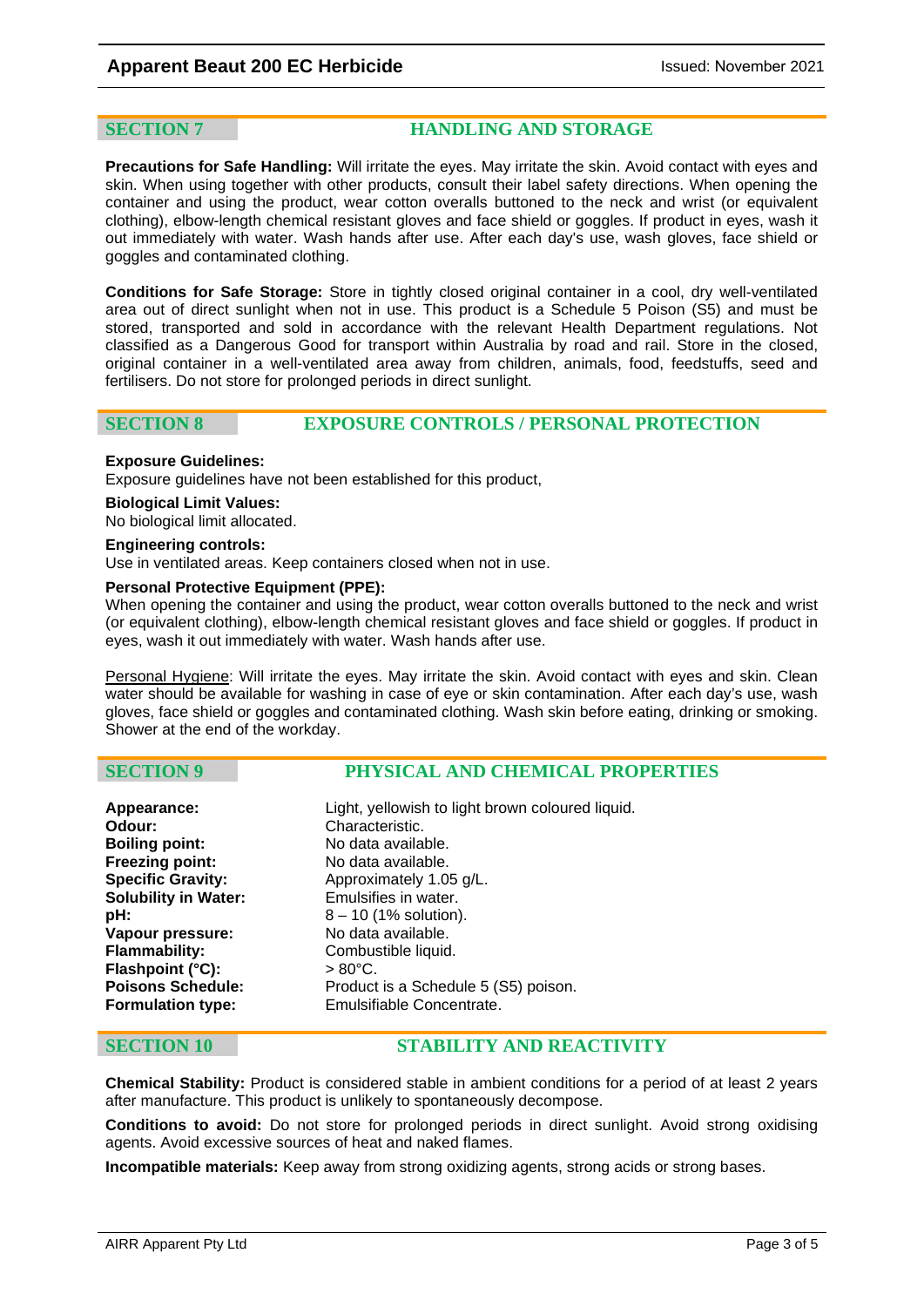## SECTION 7 HANDLING AND STORAGE

**Precautions for Safe Handling:** Will irritate the eyes. May irritate the skin. Avoid contact with eyes and skin. When using together with other products, consult their label safety directions. When opening the container and using the product, wear cotton overalls buttoned to the neck and wrist (or equivalent clothing), elbow-length chemical resistant gloves and face shield or goggles. If product in eyes, wash it out immediately with water. Wash hands after use. After each day's use, wash gloves, face shield or goggles and contaminated clothing.

**Conditions for Safe Storage:** Store in tightly closed original container in a cool, dry well-ventilated area out of direct sunlight when not in use. This product is a Schedule 5 Poison (S5) and must be stored, transported and sold in accordance with the relevant Health Department regulations. Not classified as a Dangerous Good for transport within Australia by road and rail. Store in the closed, original container in a well-ventilated area away from children, animals, food, feedstuffs, seed and fertilisers. Do not store for prolonged periods in direct sunlight.

## SECTION 8 EXPOSURE CONTROLS / PERSONAL PROTECTION

**Exposure Guidelines:**
Exposure guidelines have not been established for this product,

**Biological Limit Values:**
No biological limit allocated.

**Engineering controls:**
Use in ventilated areas. Keep containers closed when not in use.

**Personal Protective Equipment (PPE):**
When opening the container and using the product, wear cotton overalls buttoned to the neck and wrist (or equivalent clothing), elbow-length chemical resistant gloves and face shield or goggles. If product in eyes, wash it out immediately with water. Wash hands after use.

Personal Hygiene: Will irritate the eyes. May irritate the skin. Avoid contact with eyes and skin. Clean water should be available for washing in case of eye or skin contamination. After each day's use, wash gloves, face shield or goggles and contaminated clothing. Wash skin before eating, drinking or smoking. Shower at the end of the workday.

## SECTION 9 PHYSICAL AND CHEMICAL PROPERTIES

| | |
|---|---|
| **Appearance:** | Light, yellowish to light brown coloured liquid. |
| **Odour:** | Characteristic. |
| **Boiling point:** | No data available. |
| **Freezing point:** | No data available. |
| **Specific Gravity:** | Approximately 1.05 g/L. |
| **Solubility in Water:** | Emulsifies in water. |
| **pH:** | 8 – 10 (1% solution). |
| **Vapour pressure:** | No data available. |
| **Flammability:** | Combustible liquid. |
| **Flashpoint (°C):** | > 80°C. |
| **Poisons Schedule:** | Product is a Schedule 5 (S5) poison. |
| **Formulation type:** | Emulsifiable Concentrate. |

## SECTION 10 STABILITY AND REACTIVITY

**Chemical Stability:** Product is considered stable in ambient conditions for a period of at least 2 years after manufacture. This product is unlikely to spontaneously decompose.

**Conditions to avoid:** Do not store for prolonged periods in direct sunlight. Avoid strong oxidising agents. Avoid excessive sources of heat and naked flames.

**Incompatible materials:** Keep away from strong oxidizing agents, strong acids or strong bases.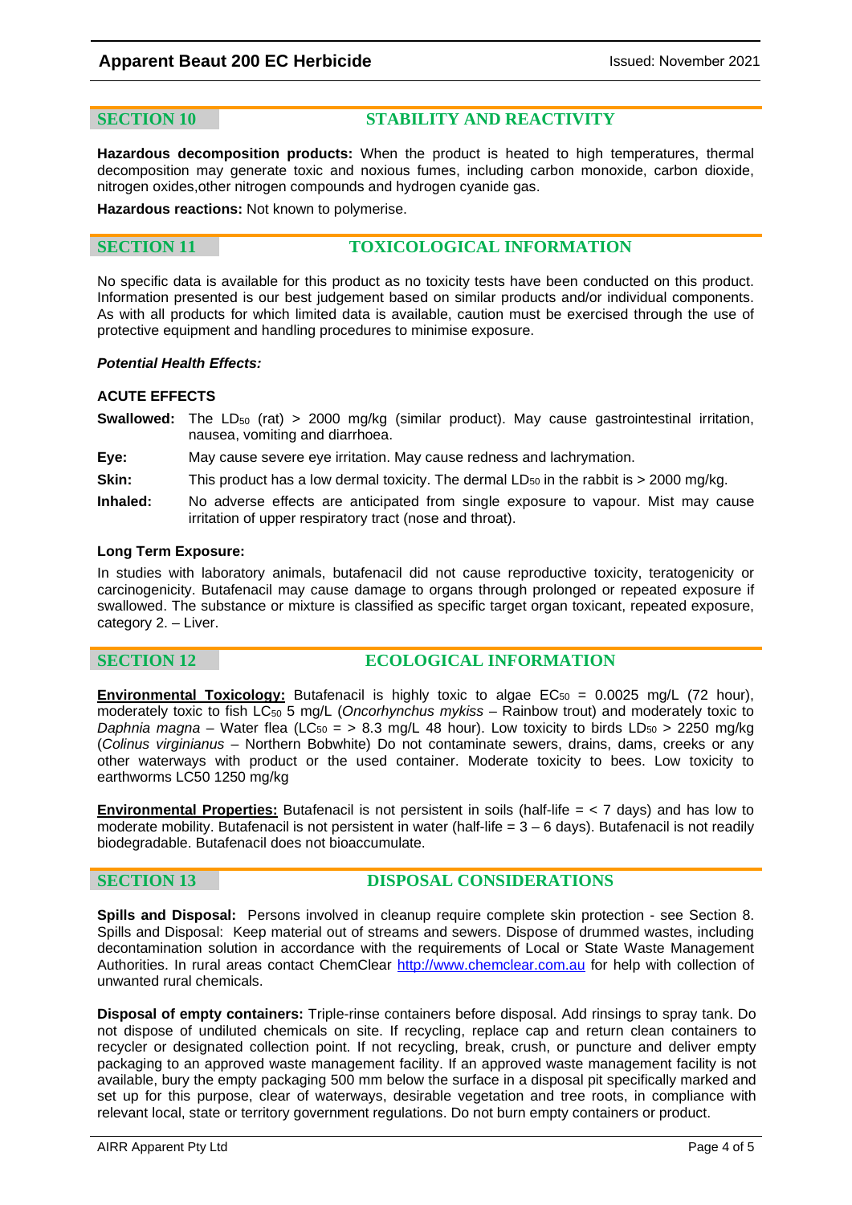## SECTION 10 STABILITY AND REACTIVITY

**Hazardous decomposition products:** When the product is heated to high temperatures, thermal decomposition may generate toxic and noxious fumes, including carbon monoxide, carbon dioxide, nitrogen oxides,other nitrogen compounds and hydrogen cyanide gas.

**Hazardous reactions:** Not known to polymerise.

## SECTION 11 TOXICOLOGICAL INFORMATION

No specific data is available for this product as no toxicity tests have been conducted on this product. Information presented is our best judgement based on similar products and/or individual components. As with all products for which limited data is available, caution must be exercised through the use of protective equipment and handling procedures to minimise exposure.

***Potential Health Effects:***

**ACUTE EFFECTS**

**Swallowed:** The $LD_{50}$ (rat) > 2000 mg/kg (similar product). May cause gastrointestinal irritation, nausea, vomiting and diarrhoea.

**Eye:** May cause severe eye irritation. May cause redness and lachrymation.

**Skin:** This product has a low dermal toxicity. The dermal $LD_{50}$ in the rabbit is > 2000 mg/kg.

**Inhaled:** No adverse effects are anticipated from single exposure to vapour. Mist may cause irritation of upper respiratory tract (nose and throat).

**Long Term Exposure:**

In studies with laboratory animals, butafenacil did not cause reproductive toxicity, teratogenicity or carcinogenicity. Butafenacil may cause damage to organs through prolonged or repeated exposure if swallowed. The substance or mixture is classified as specific target organ toxicant, repeated exposure, category 2. – Liver.

## SECTION 12 ECOLOGICAL INFORMATION

**Environmental Toxicology:** Butafenacil is highly toxic to algae $EC_{50}$ = 0.0025 mg/L (72 hour), moderately toxic to fish $LC_{50}$ 5 mg/L (*Oncorhynchus mykiss* – Rainbow trout) and moderately toxic to *Daphnia magna* – Water flea ($LC_{50}$ = > 8.3 mg/L 48 hour). Low toxicity to birds $LD_{50}$ > 2250 mg/kg (*Colinus virginianus* – Northern Bobwhite) Do not contaminate sewers, drains, dams, creeks or any other waterways with product or the used container. Moderate toxicity to bees. Low toxicity to earthworms LC50 1250 mg/kg

**Environmental Properties:** Butafenacil is not persistent in soils (half-life = < 7 days) and has low to moderate mobility. Butafenacil is not persistent in water (half-life = 3 – 6 days). Butafenacil is not readily biodegradable. Butafenacil does not bioaccumulate.

## SECTION 13 DISPOSAL CONSIDERATIONS

**Spills and Disposal:** Persons involved in cleanup require complete skin protection - see Section 8. Spills and Disposal: Keep material out of streams and sewers. Dispose of drummed wastes, including decontamination solution in accordance with the requirements of Local or State Waste Management Authorities. In rural areas contact ChemClear http://www.chemclear.com.au for help with collection of unwanted rural chemicals.

**Disposal of empty containers:** Triple-rinse containers before disposal. Add rinsings to spray tank. Do not dispose of undiluted chemicals on site. If recycling, replace cap and return clean containers to recycler or designated collection point. If not recycling, break, crush, or puncture and deliver empty packaging to an approved waste management facility. If an approved waste management facility is not available, bury the empty packaging 500 mm below the surface in a disposal pit specifically marked and set up for this purpose, clear of waterways, desirable vegetation and tree roots, in compliance with relevant local, state or territory government regulations. Do not burn empty containers or product.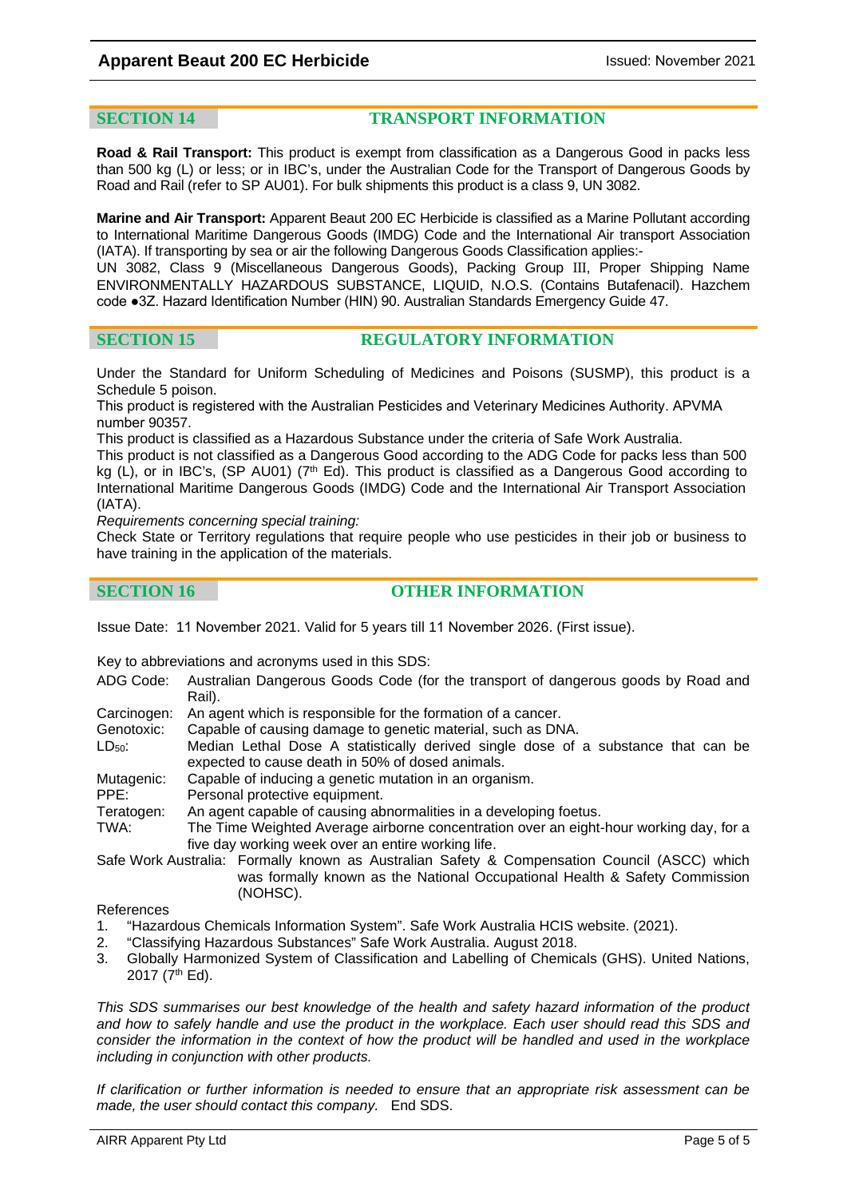## SECTION 14 TRANSPORT INFORMATION

**Road & Rail Transport:** This product is exempt from classification as a Dangerous Good in packs less than 500 kg (L) or less; or in IBC's, under the Australian Code for the Transport of Dangerous Goods by Road and Rail (refer to SP AU01). For bulk shipments this product is a class 9, UN 3082.

**Marine and Air Transport:** Apparent Beaut 200 EC Herbicide is classified as a Marine Pollutant according to International Maritime Dangerous Goods (IMDG) Code and the International Air transport Association (IATA). If transporting by sea or air the following Dangerous Goods Classification applies:-
UN 3082, Class 9 (Miscellaneous Dangerous Goods), Packing Group III, Proper Shipping Name ENVIRONMENTALLY HAZARDOUS SUBSTANCE, LIQUID, N.O.S. (Contains Butafenacil). Hazchem code ●3Z. Hazard Identification Number (HIN) 90. Australian Standards Emergency Guide 47.

## SECTION 15 REGULATORY INFORMATION

Under the Standard for Uniform Scheduling of Medicines and Poisons (SUSMP), this product is a Schedule 5 poison.
This product is registered with the Australian Pesticides and Veterinary Medicines Authority. APVMA number 90357.
This product is classified as a Hazardous Substance under the criteria of Safe Work Australia.
This product is not classified as a Dangerous Good according to the ADG Code for packs less than 500 kg (L), or in IBC's, (SP AU01) (7th Ed). This product is classified as a Dangerous Good according to International Maritime Dangerous Goods (IMDG) Code and the International Air Transport Association (IATA).
*Requirements concerning special training:*
Check State or Territory regulations that require people who use pesticides in their job or business to have training in the application of the materials.

## SECTION 16 OTHER INFORMATION

Issue Date: 11 November 2021. Valid for 5 years till 11 November 2026. (First issue).

Key to abbreviations and acronyms used in this SDS:

ADG Code: Australian Dangerous Goods Code (for the transport of dangerous goods by Road and Rail).
Carcinogen: An agent which is responsible for the formation of a cancer.
Genotoxic: Capable of causing damage to genetic material, such as DNA.
$LD_{50}$: Median Lethal Dose A statistically derived single dose of a substance that can be expected to cause death in 50% of dosed animals.
Mutagenic: Capable of inducing a genetic mutation in an organism.
PPE: Personal protective equipment.
Teratogen: An agent capable of causing abnormalities in a developing foetus.
TWA: The Time Weighted Average airborne concentration over an eight-hour working day, for a five day working week over an entire working life.
Safe Work Australia: Formally known as Australian Safety & Compensation Council (ASCC) which was formally known as the National Occupational Health & Safety Commission (NOHSC).

References
1. "Hazardous Chemicals Information System". Safe Work Australia HCIS website. (2021).
2. "Classifying Hazardous Substances" Safe Work Australia. August 2018.
3. Globally Harmonized System of Classification and Labelling of Chemicals (GHS). United Nations, 2017 (7th Ed).

*This SDS summarises our best knowledge of the health and safety hazard information of the product and how to safely handle and use the product in the workplace. Each user should read this SDS and consider the information in the context of how the product will be handled and used in the workplace including in conjunction with other products.*

*If clarification or further information is needed to ensure that an appropriate risk assessment can be made, the user should contact this company.* End SDS.